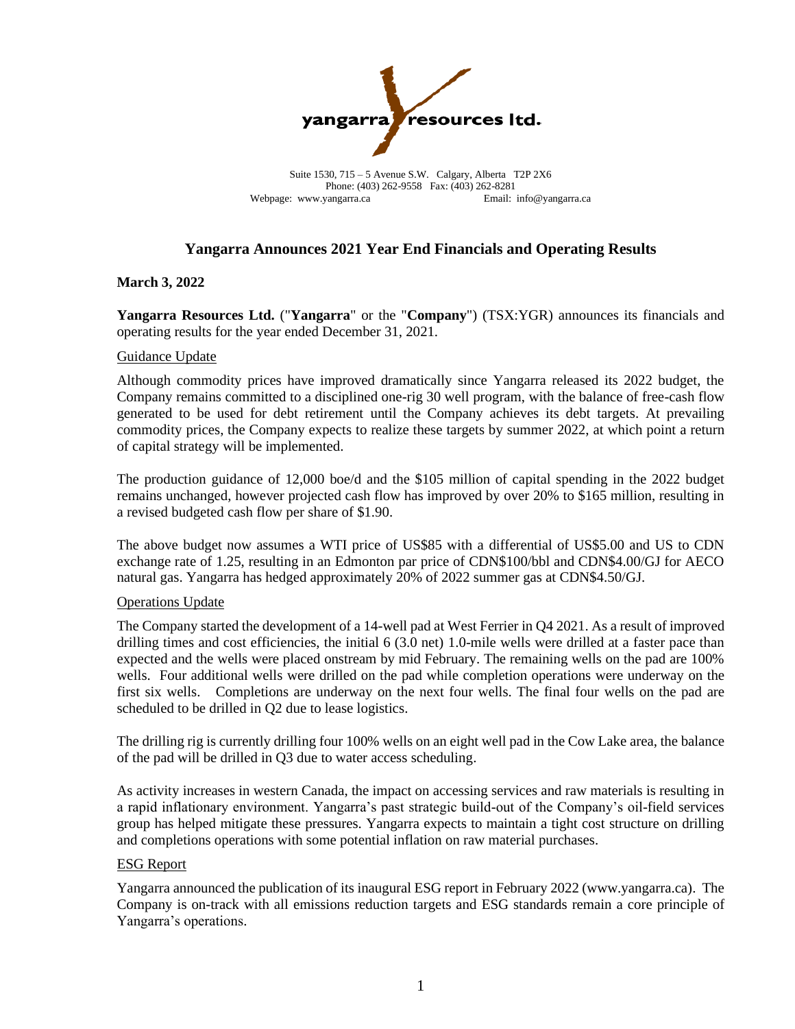yangarra resources ltd.

Suite 1530, 715 – 5 Avenue S.W. Calgary, Alberta T2P 2X6
Phone: (403) 262-9558 Fax: (403) 262-8281
Webpage: www.yangarra.ca Email: info@yangarra.ca

# Yangarra Announces 2021 Year End Financials and Operating Results

**March 3, 2022**

**Yangarra Resources Ltd.** ("**Yangarra**" or the "**Company**") (TSX:YGR) announces its financials and operating results for the year ended December 31, 2021.

## Guidance Update

Although commodity prices have improved dramatically since Yangarra released its 2022 budget, the Company remains committed to a disciplined one-rig 30 well program, with the balance of free-cash flow generated to be used for debt retirement until the Company achieves its debt targets. At prevailing commodity prices, the Company expects to realize these targets by summer 2022, at which point a return of capital strategy will be implemented.

The production guidance of 12,000 boe/d and the $105 million of capital spending in the 2022 budget remains unchanged, however projected cash flow has improved by over 20% to $165 million, resulting in a revised budgeted cash flow per share of $1.90.

The above budget now assumes a WTI price of US$85 with a differential of US$5.00 and US to CDN exchange rate of 1.25, resulting in an Edmonton par price of CDN$100/bbl and CDN$4.00/GJ for AECO natural gas. Yangarra has hedged approximately 20% of 2022 summer gas at CDN$4.50/GJ.

## Operations Update

The Company started the development of a 14-well pad at West Ferrier in Q4 2021. As a result of improved drilling times and cost efficiencies, the initial 6 (3.0 net) 1.0-mile wells were drilled at a faster pace than expected and the wells were placed onstream by mid February. The remaining wells on the pad are 100% wells. Four additional wells were drilled on the pad while completion operations were underway on the first six wells. Completions are underway on the next four wells. The final four wells on the pad are scheduled to be drilled in Q2 due to lease logistics.

The drilling rig is currently drilling four 100% wells on an eight well pad in the Cow Lake area, the balance of the pad will be drilled in Q3 due to water access scheduling.

As activity increases in western Canada, the impact on accessing services and raw materials is resulting in a rapid inflationary environment. Yangarra's past strategic build-out of the Company's oil-field services group has helped mitigate these pressures. Yangarra expects to maintain a tight cost structure on drilling and completions operations with some potential inflation on raw material purchases.

## ESG Report

Yangarra announced the publication of its inaugural ESG report in February 2022 (www.yangarra.ca). The Company is on-track with all emissions reduction targets and ESG standards remain a core principle of Yangarra's operations.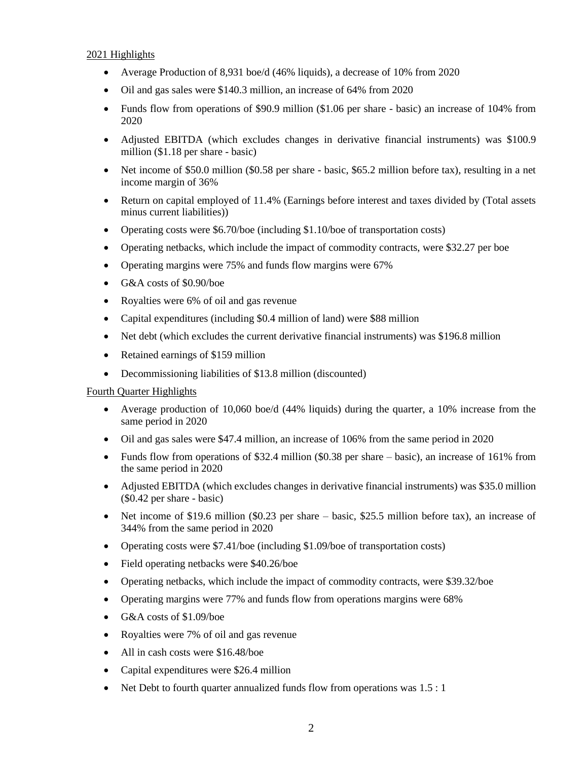2021 Highlights

- Average Production of 8,931 boe/d (46% liquids), a decrease of 10% from 2020
- Oil and gas sales were $140.3 million, an increase of 64% from 2020
- Funds flow from operations of $90.9 million ($1.06 per share - basic) an increase of 104% from 2020
- Adjusted EBITDA (which excludes changes in derivative financial instruments) was $100.9 million ($1.18 per share - basic)
- Net income of $50.0 million ($0.58 per share - basic, $65.2 million before tax), resulting in a net income margin of 36%
- Return on capital employed of 11.4% (Earnings before interest and taxes divided by (Total assets minus current liabilities))
- Operating costs were $6.70/boe (including $1.10/boe of transportation costs)
- Operating netbacks, which include the impact of commodity contracts, were $32.27 per boe
- Operating margins were 75% and funds flow margins were 67%
- G&A costs of $0.90/boe
- Royalties were 6% of oil and gas revenue
- Capital expenditures (including $0.4 million of land) were $88 million
- Net debt (which excludes the current derivative financial instruments) was $196.8 million
- Retained earnings of $159 million
- Decommissioning liabilities of $13.8 million (discounted)

Fourth Quarter Highlights

- Average production of 10,060 boe/d (44% liquids) during the quarter, a 10% increase from the same period in 2020
- Oil and gas sales were $47.4 million, an increase of 106% from the same period in 2020
- Funds flow from operations of $32.4 million ($0.38 per share – basic), an increase of 161% from the same period in 2020
- Adjusted EBITDA (which excludes changes in derivative financial instruments) was $35.0 million ($0.42 per share - basic)
- Net income of $19.6 million ($0.23 per share – basic, $25.5 million before tax), an increase of 344% from the same period in 2020
- Operating costs were $7.41/boe (including $1.09/boe of transportation costs)
- Field operating netbacks were $40.26/boe
- Operating netbacks, which include the impact of commodity contracts, were $39.32/boe
- Operating margins were 77% and funds flow from operations margins were 68%
- G&A costs of $1.09/boe
- Royalties were 7% of oil and gas revenue
- All in cash costs were $16.48/boe
- Capital expenditures were $26.4 million
- Net Debt to fourth quarter annualized funds flow from operations was 1.5 : 1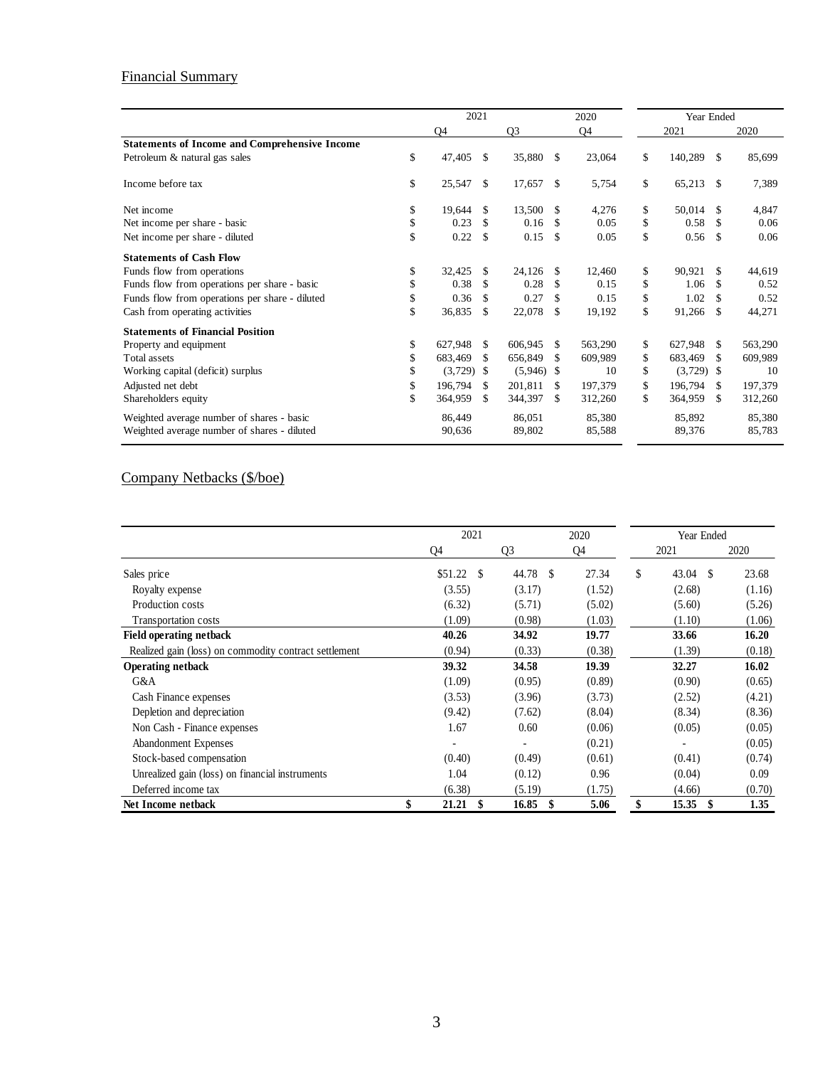## Financial Summary

| | 2021 | | 2020 | Year Ended | |
|---|---|---|---|---|---|
| | Q4 | Q3 | Q4 | 2021 | 2020 |
| **Statements of Income and Comprehensive Income** | | | | | |
| Petroleum & natural gas sales | $ 47,405 | $ 35,880 | $ 23,064 | $ 140,289 | $ 85,699 |
| Income before tax | $ 25,547 | $ 17,657 | $ 5,754 | $ 65,213 | $ 7,389 |
| Net income | $ 19,644 | $ 13,500 | $ 4,276 | $ 50,014 | $ 4,847 |
| Net income per share - basic | $ 0.23 | $ 0.16 | $ 0.05 | $ 0.58 | $ 0.06 |
| Net income per share - diluted | $ 0.22 | $ 0.15 | $ 0.05 | $ 0.56 | $ 0.06 |
| **Statements of Cash Flow** | | | | | |
| Funds flow from operations | $ 32,425 | $ 24,126 | $ 12,460 | $ 90,921 | $ 44,619 |
| Funds flow from operations per share - basic | $ 0.38 | $ 0.28 | $ 0.15 | $ 1.06 | $ 0.52 |
| Funds flow from operations per share - diluted | $ 0.36 | $ 0.27 | $ 0.15 | $ 1.02 | $ 0.52 |
| Cash from operating activities | $ 36,835 | $ 22,078 | $ 19,192 | $ 91,266 | $ 44,271 |
| **Statements of Financial Position** | | | | | |
| Property and equipment | $ 627,948 | $ 606,945 | $ 563,290 | $ 627,948 | $ 563,290 |
| Total assets | $ 683,469 | $ 656,849 | $ 609,989 | $ 683,469 | $ 609,989 |
| Working capital (deficit) surplus | $ (3,729) | $ (5,946) | $ 10 | $ (3,729) | $ 10 |
| Adjusted net debt | $ 196,794 | $ 201,811 | $ 197,379 | $ 196,794 | $ 197,379 |
| Shareholders equity | $ 364,959 | $ 344,397 | $ 312,260 | $ 364,959 | $ 312,260 |
| Weighted average number of shares - basic | 86,449 | 86,051 | 85,380 | 85,892 | 85,380 |
| Weighted average number of shares - diluted | 90,636 | 89,802 | 85,588 | 89,376 | 85,783 |

## Company Netbacks ($/boe)

| | 2021 | | 2020 | Year Ended | |
|---|---|---|---|---|---|
| | Q4 | Q3 | Q4 | 2021 | 2020 |
| Sales price | $51.22 | $ 44.78 | $ 27.34 | $ 43.04 | $ 23.68 |
| Royalty expense | (3.55) | (3.17) | (1.52) | (2.68) | (1.16) |
| Production costs | (6.32) | (5.71) | (5.02) | (5.60) | (5.26) |
| Transportation costs | (1.09) | (0.98) | (1.03) | (1.10) | (1.06) |
| **Field operating netback** | **40.26** | **34.92** | **19.77** | **33.66** | **16.20** |
| Realized gain (loss) on commodity contract settlement | (0.94) | (0.33) | (0.38) | (1.39) | (0.18) |
| **Operating netback** | **39.32** | **34.58** | **19.39** | **32.27** | **16.02** |
| G&A | (1.09) | (0.95) | (0.89) | (0.90) | (0.65) |
| Cash Finance expenses | (3.53) | (3.96) | (3.73) | (2.52) | (4.21) |
| Depletion and depreciation | (9.42) | (7.62) | (8.04) | (8.34) | (8.36) |
| Non Cash - Finance expenses | 1.67 | 0.60 | (0.06) | (0.05) | (0.05) |
| Abandonment Expenses | - | - | (0.21) | - | (0.05) |
| Stock-based compensation | (0.40) | (0.49) | (0.61) | (0.41) | (0.74) |
| Unrealized gain (loss) on financial instruments | 1.04 | (0.12) | 0.96 | (0.04) | 0.09 |
| Deferred income tax | (6.38) | (5.19) | (1.75) | (4.66) | (0.70) |
| **Net Income netback** | **$ 21.21** | **$ 16.85** | **$ 5.06** | **$ 15.35** | **$ 1.35** |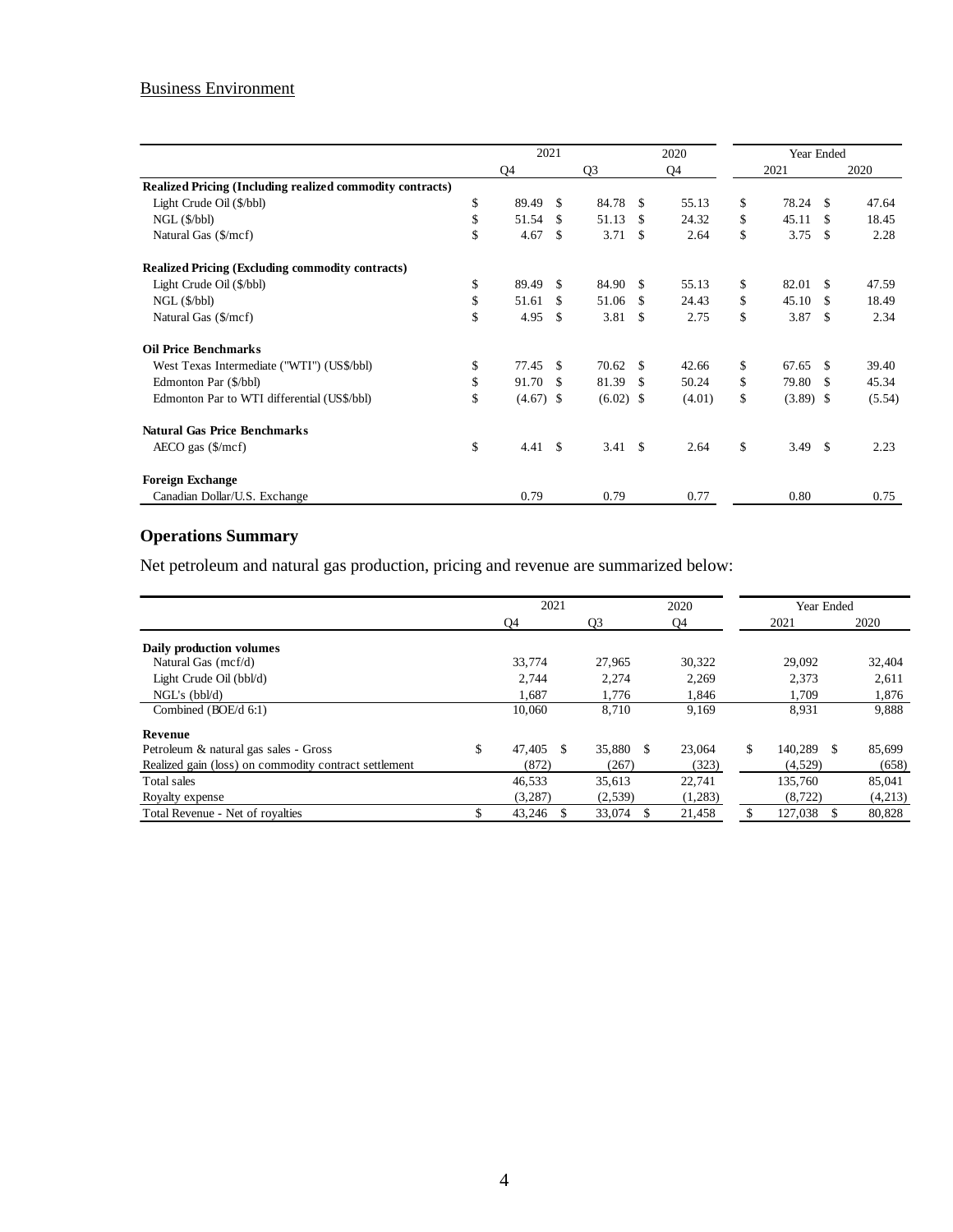Business Environment

| | 2021 | | 2020 | Year Ended | |
|---|---|---|---|---|---|
| | Q4 | Q3 | Q4 | 2021 | 2020 |
| **Realized Pricing (Including realized commodity contracts)** | | | | | |
| Light Crude Oil ($/bbl) | $ 89.49 | $ 84.78 | $ 55.13 | $ 78.24 | $ 47.64 |
| NGL ($/bbl) | $ 51.54 | $ 51.13 | $ 24.32 | $ 45.11 | $ 18.45 |
| Natural Gas ($/mcf) | $ 4.67 | $ 3.71 | $ 2.64 | $ 3.75 | $ 2.28 |
| **Realized Pricing (Excluding commodity contracts)** | | | | | |
| Light Crude Oil ($/bbl) | $ 89.49 | $ 84.90 | $ 55.13 | $ 82.01 | $ 47.59 |
| NGL ($/bbl) | $ 51.61 | $ 51.06 | $ 24.43 | $ 45.10 | $ 18.49 |
| Natural Gas ($/mcf) | $ 4.95 | $ 3.81 | $ 2.75 | $ 3.87 | $ 2.34 |
| **Oil Price Benchmarks** | | | | | |
| West Texas Intermediate ("WTI") (US$/bbl) | $ 77.45 | $ 70.62 | $ 42.66 | $ 67.65 | $ 39.40 |
| Edmonton Par ($/bbl) | $ 91.70 | $ 81.39 | $ 50.24 | $ 79.80 | $ 45.34 |
| Edmonton Par to WTI differential (US$/bbl) | $ (4.67) | $ (6.02) | $ (4.01) | $ (3.89) | $ (5.54) |
| **Natural Gas Price Benchmarks** | | | | | |
| AECO gas ($/mcf) | $ 4.41 | $ 3.41 | $ 2.64 | $ 3.49 | $ 2.23 |
| **Foreign Exchange** | | | | | |
| Canadian Dollar/U.S. Exchange | 0.79 | 0.79 | 0.77 | 0.80 | 0.75 |

## Operations Summary

Net petroleum and natural gas production, pricing and revenue are summarized below:

| | 2021 | | 2020 | Year Ended | |
|---|---|---|---|---|---|
| | Q4 | Q3 | Q4 | 2021 | 2020 |
| **Daily production volumes** | | | | | |
| Natural Gas (mcf/d) | 33,774 | 27,965 | 30,322 | 29,092 | 32,404 |
| Light Crude Oil (bbl/d) | 2,744 | 2,274 | 2,269 | 2,373 | 2,611 |
| NGL's (bbl/d) | 1,687 | 1,776 | 1,846 | 1,709 | 1,876 |
| Combined (BOE/d 6:1) | 10,060 | 8,710 | 9,169 | 8,931 | 9,888 |
| **Revenue** | | | | | |
| Petroleum & natural gas sales - Gross | $ 47,405 | $ 35,880 | $ 23,064 | $ 140,289 | $ 85,699 |
| Realized gain (loss) on commodity contract settlement | (872) | (267) | (323) | (4,529) | (658) |
| Total sales | 46,533 | 35,613 | 22,741 | 135,760 | 85,041 |
| Royalty expense | (3,287) | (2,539) | (1,283) | (8,722) | (4,213) |
| Total Revenue - Net of royalties | $ 43,246 | $ 33,074 | $ 21,458 | $ 127,038 | $ 80,828 |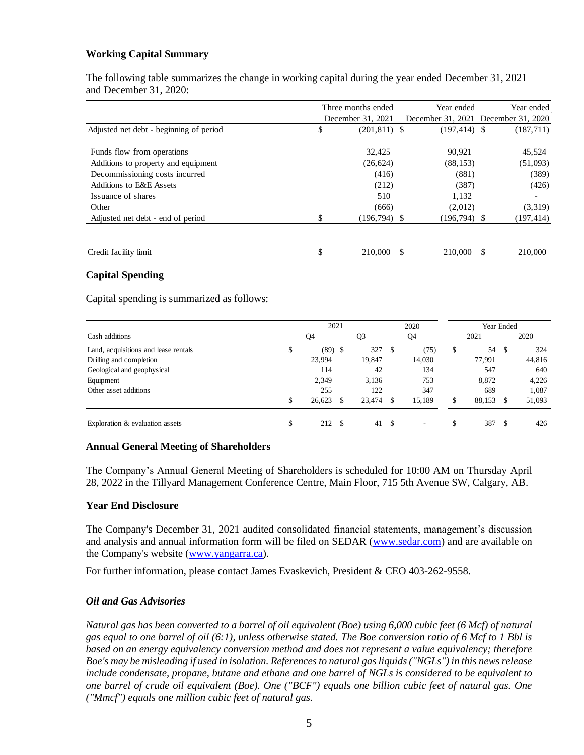## Working Capital Summary

The following table summarizes the change in working capital during the year ended December 31, 2021 and December 31, 2020:

| | Three months ended December 31, 2021 | Year ended December 31, 2021 | Year ended December 31, 2020 |
|---|---|---|---|
| Adjusted net debt - beginning of period | $ (201,811) | $ (197,414) | $ (187,711) |
| Funds flow from operations | 32,425 | 90,921 | 45,524 |
| Additions to property and equipment | (26,624) | (88,153) | (51,093) |
| Decommissioning costs incurred | (416) | (881) | (389) |
| Additions to E&E Assets | (212) | (387) | (426) |
| Issuance of shares | 510 | 1,132 | - |
| Other | (666) | (2,012) | (3,319) |
| Adjusted net debt - end of period | $ (196,794) | $ (196,794) | $ (197,414) |
| Credit facility limit | $ 210,000 | $ 210,000 | $ 210,000 |

## Capital Spending

Capital spending is summarized as follows:

| | 2021 | | 2020 | Year Ended | |
|---|---|---|---|---|---|
| Cash additions | Q4 | Q3 | Q4 | 2021 | 2020 |
| Land, acquisitions and lease rentals | $ (89) | $ 327 | $ (75) | $ 54 | $ 324 |
| Drilling and completion | 23,994 | 19,847 | 14,030 | 77,991 | 44,816 |
| Geological and geophysical | 114 | 42 | 134 | 547 | 640 |
| Equipment | 2,349 | 3,136 | 753 | 8,872 | 4,226 |
| Other asset additions | 255 | 122 | 347 | 689 | 1,087 |
| | $ 26,623 | $ 23,474 | $ 15,189 | $ 88,153 | $ 51,093 |
| Exploration & evaluation assets | $ 212 | $ 41 | $ - | $ 387 | $ 426 |

## Annual General Meeting of Shareholders

The Company's Annual General Meeting of Shareholders is scheduled for 10:00 AM on Thursday April 28, 2022 in the Tillyard Management Conference Centre, Main Floor, 715 5th Avenue SW, Calgary, AB.

## Year End Disclosure

The Company's December 31, 2021 audited consolidated financial statements, management's discussion and analysis and annual information form will be filed on SEDAR (www.sedar.com) and are available on the Company's website (www.yangarra.ca).

For further information, please contact James Evaskevich, President & CEO 403-262-9558.

### *Oil and Gas Advisories*

*Natural gas has been converted to a barrel of oil equivalent (Boe) using 6,000 cubic feet (6 Mcf) of natural gas equal to one barrel of oil (6:1), unless otherwise stated. The Boe conversion ratio of 6 Mcf to 1 Bbl is based on an energy equivalency conversion method and does not represent a value equivalency; therefore Boe's may be misleading if used in isolation. References to natural gas liquids ("NGLs") in this news release include condensate, propane, butane and ethane and one barrel of NGLs is considered to be equivalent to one barrel of crude oil equivalent (Boe). One ("BCF") equals one billion cubic feet of natural gas. One ("Mmcf") equals one million cubic feet of natural gas.*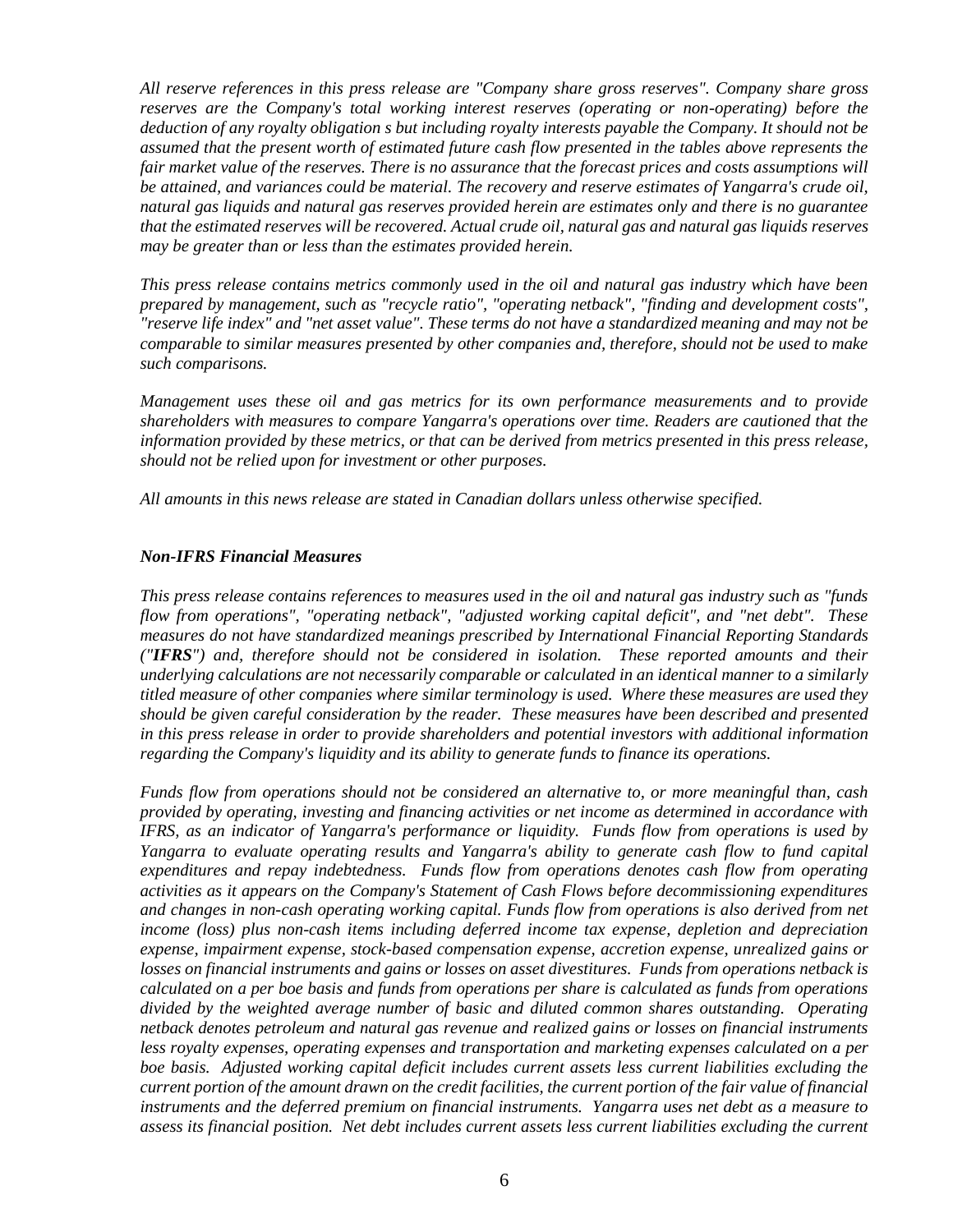*All reserve references in this press release are "Company share gross reserves". Company share gross reserves are the Company's total working interest reserves (operating or non-operating) before the deduction of any royalty obligation s but including royalty interests payable the Company. It should not be assumed that the present worth of estimated future cash flow presented in the tables above represents the fair market value of the reserves. There is no assurance that the forecast prices and costs assumptions will be attained, and variances could be material. The recovery and reserve estimates of Yangarra's crude oil, natural gas liquids and natural gas reserves provided herein are estimates only and there is no guarantee that the estimated reserves will be recovered. Actual crude oil, natural gas and natural gas liquids reserves may be greater than or less than the estimates provided herein.*

*This press release contains metrics commonly used in the oil and natural gas industry which have been prepared by management, such as "recycle ratio", "operating netback", "finding and development costs", "reserve life index" and "net asset value". These terms do not have a standardized meaning and may not be comparable to similar measures presented by other companies and, therefore, should not be used to make such comparisons.*

*Management uses these oil and gas metrics for its own performance measurements and to provide shareholders with measures to compare Yangarra's operations over time. Readers are cautioned that the information provided by these metrics, or that can be derived from metrics presented in this press release, should not be relied upon for investment or other purposes.*

*All amounts in this news release are stated in Canadian dollars unless otherwise specified.*

***Non-IFRS Financial Measures***

*This press release contains references to measures used in the oil and natural gas industry such as "funds flow from operations", "operating netback", "adjusted working capital deficit", and "net debt". These measures do not have standardized meanings prescribed by International Financial Reporting Standards ("**IFRS**") and, therefore should not be considered in isolation. These reported amounts and their underlying calculations are not necessarily comparable or calculated in an identical manner to a similarly titled measure of other companies where similar terminology is used. Where these measures are used they should be given careful consideration by the reader. These measures have been described and presented in this press release in order to provide shareholders and potential investors with additional information regarding the Company's liquidity and its ability to generate funds to finance its operations.*

*Funds flow from operations should not be considered an alternative to, or more meaningful than, cash provided by operating, investing and financing activities or net income as determined in accordance with IFRS, as an indicator of Yangarra's performance or liquidity. Funds flow from operations is used by Yangarra to evaluate operating results and Yangarra's ability to generate cash flow to fund capital expenditures and repay indebtedness. Funds flow from operations denotes cash flow from operating activities as it appears on the Company's Statement of Cash Flows before decommissioning expenditures and changes in non-cash operating working capital. Funds flow from operations is also derived from net income (loss) plus non-cash items including deferred income tax expense, depletion and depreciation expense, impairment expense, stock-based compensation expense, accretion expense, unrealized gains or losses on financial instruments and gains or losses on asset divestitures. Funds from operations netback is calculated on a per boe basis and funds from operations per share is calculated as funds from operations divided by the weighted average number of basic and diluted common shares outstanding. Operating netback denotes petroleum and natural gas revenue and realized gains or losses on financial instruments less royalty expenses, operating expenses and transportation and marketing expenses calculated on a per boe basis. Adjusted working capital deficit includes current assets less current liabilities excluding the current portion of the amount drawn on the credit facilities, the current portion of the fair value of financial instruments and the deferred premium on financial instruments. Yangarra uses net debt as a measure to assess its financial position. Net debt includes current assets less current liabilities excluding the current*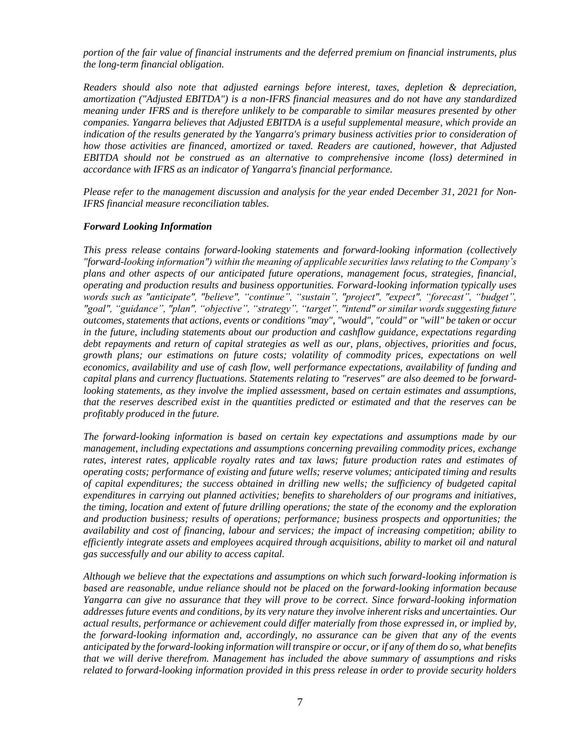*portion of the fair value of financial instruments and the deferred premium on financial instruments, plus the long-term financial obligation.*

*Readers should also note that adjusted earnings before interest, taxes, depletion & depreciation, amortization ("Adjusted EBITDA") is a non-IFRS financial measures and do not have any standardized meaning under IFRS and is therefore unlikely to be comparable to similar measures presented by other companies. Yangarra believes that Adjusted EBITDA is a useful supplemental measure, which provide an indication of the results generated by the Yangarra's primary business activities prior to consideration of how those activities are financed, amortized or taxed. Readers are cautioned, however, that Adjusted EBITDA should not be construed as an alternative to comprehensive income (loss) determined in accordance with IFRS as an indicator of Yangarra's financial performance.*

*Please refer to the management discussion and analysis for the year ended December 31, 2021 for Non-IFRS financial measure reconciliation tables.*

***Forward Looking Information***

*This press release contains forward-looking statements and forward-looking information (collectively "forward-looking information") within the meaning of applicable securities laws relating to the Company's plans and other aspects of our anticipated future operations, management focus, strategies, financial, operating and production results and business opportunities. Forward-looking information typically uses words such as "anticipate", "believe", "continue", "sustain", "project", "expect", "forecast", "budget", "goal", "guidance", "plan", "objective", "strategy", "target", "intend" or similar words suggesting future outcomes, statements that actions, events or conditions "may", "would", "could" or "will" be taken or occur in the future, including statements about our production and cashflow guidance, expectations regarding debt repayments and return of capital strategies as well as our, plans, objectives, priorities and focus, growth plans; our estimations on future costs; volatility of commodity prices, expectations on well economics, availability and use of cash flow, well performance expectations, availability of funding and capital plans and currency fluctuations. Statements relating to "reserves" are also deemed to be forward-looking statements, as they involve the implied assessment, based on certain estimates and assumptions, that the reserves described exist in the quantities predicted or estimated and that the reserves can be profitably produced in the future.*

*The forward-looking information is based on certain key expectations and assumptions made by our management, including expectations and assumptions concerning prevailing commodity prices, exchange rates, interest rates, applicable royalty rates and tax laws; future production rates and estimates of operating costs; performance of existing and future wells; reserve volumes; anticipated timing and results of capital expenditures; the success obtained in drilling new wells; the sufficiency of budgeted capital expenditures in carrying out planned activities; benefits to shareholders of our programs and initiatives, the timing, location and extent of future drilling operations; the state of the economy and the exploration and production business; results of operations; performance; business prospects and opportunities; the availability and cost of financing, labour and services; the impact of increasing competition; ability to efficiently integrate assets and employees acquired through acquisitions, ability to market oil and natural gas successfully and our ability to access capital.*

*Although we believe that the expectations and assumptions on which such forward-looking information is based are reasonable, undue reliance should not be placed on the forward-looking information because Yangarra can give no assurance that they will prove to be correct. Since forward-looking information addresses future events and conditions, by its very nature they involve inherent risks and uncertainties. Our actual results, performance or achievement could differ materially from those expressed in, or implied by, the forward-looking information and, accordingly, no assurance can be given that any of the events anticipated by the forward-looking information will transpire or occur, or if any of them do so, what benefits that we will derive therefrom. Management has included the above summary of assumptions and risks related to forward-looking information provided in this press release in order to provide security holders*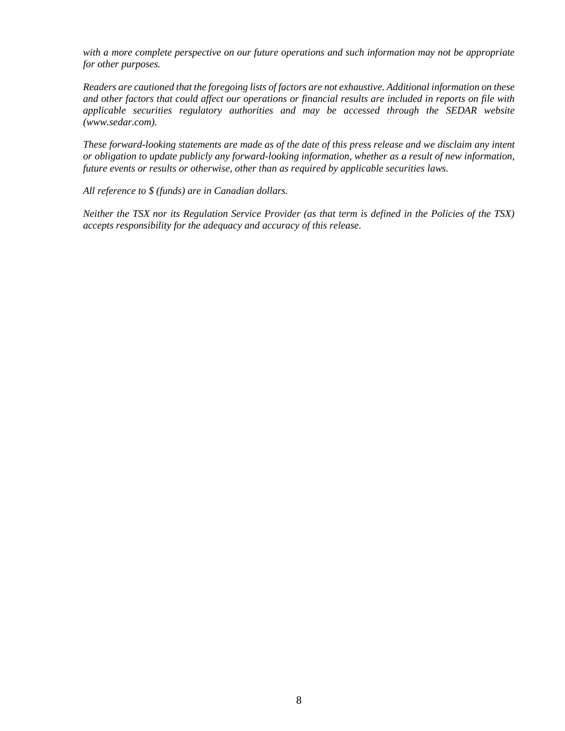*with a more complete perspective on our future operations and such information may not be appropriate for other purposes.*

*Readers are cautioned that the foregoing lists of factors are not exhaustive. Additional information on these and other factors that could affect our operations or financial results are included in reports on file with applicable securities regulatory authorities and may be accessed through the SEDAR website (www.sedar.com).*

*These forward-looking statements are made as of the date of this press release and we disclaim any intent or obligation to update publicly any forward-looking information, whether as a result of new information, future events or results or otherwise, other than as required by applicable securities laws.*

*All reference to $ (funds) are in Canadian dollars.*

*Neither the TSX nor its Regulation Service Provider (as that term is defined in the Policies of the TSX) accepts responsibility for the adequacy and accuracy of this release.*